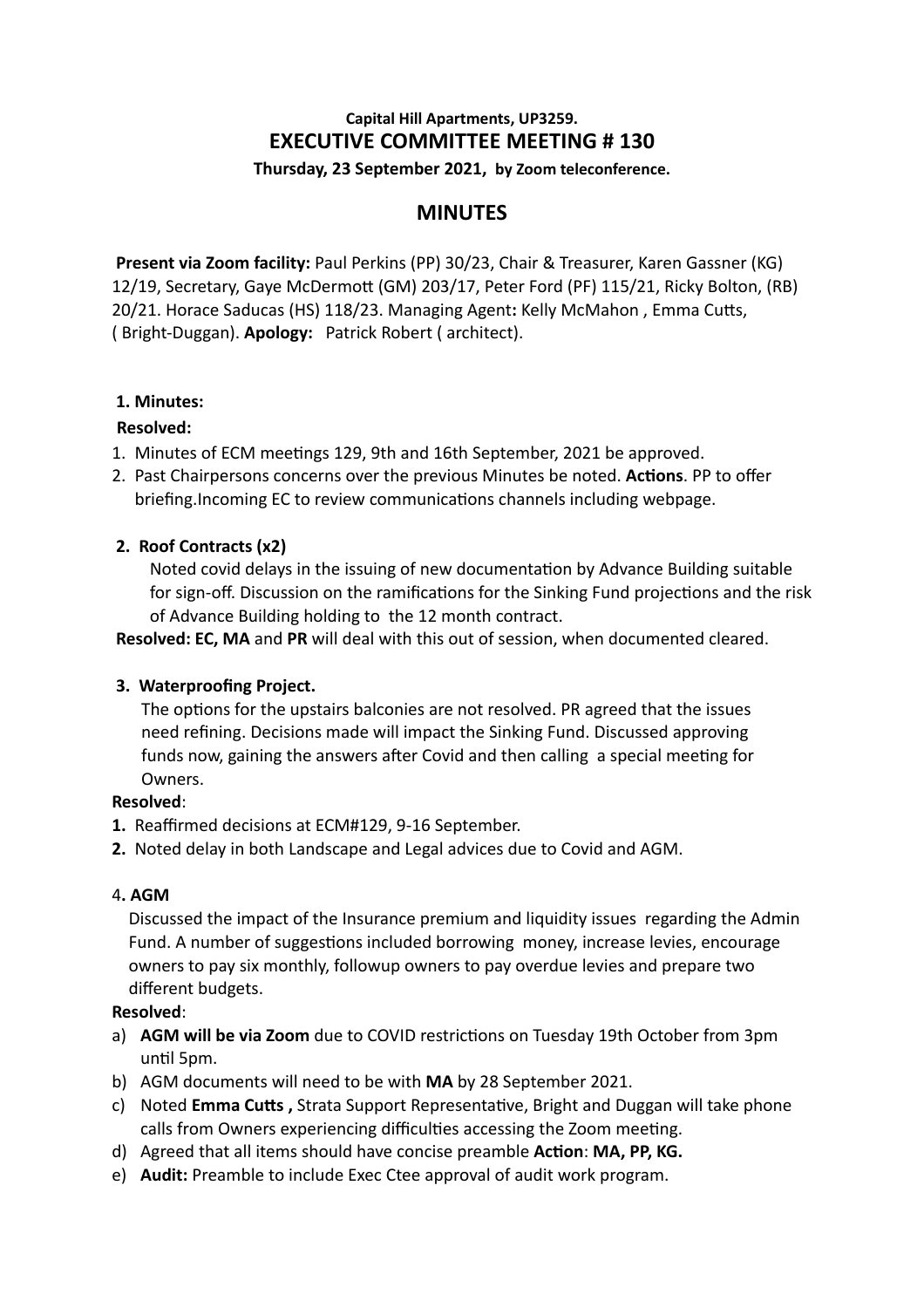**Capital Hill Apartments, UP3259.**

# EXECUTIVE COMMITTEE MEETING # 130

**Thursday, 23 September 2021, by Zoom teleconference.**

## MINUTES

**Present via Zoom facility:** Paul Perkins (PP) 30/23, Chair & Treasurer, Karen Gassner (KG) 12/19, Secretary, Gaye McDermott (GM) 203/17, Peter Ford (PF) 115/21, Ricky Bolton, (RB) 20/21. Horace Saducas (HS) 118/23. Managing Agent**:** Kelly McMahon , Emma Cutts, ( Bright-Duggan). **Apology:** Patrick Robert ( architect).

**1. Minutes:**

**Resolved:**

1. Minutes of ECM meetings 129, 9th and 16th September, 2021 be approved.
2. Past Chairpersons concerns over the previous Minutes be noted. **Actions**. PP to offer briefing.Incoming EC to review communications channels including webpage.

**2. Roof Contracts (x2)**

Noted covid delays in the issuing of new documentation by Advance Building suitable for sign-off. Discussion on the ramifications for the Sinking Fund projections and the risk of Advance Building holding to the 12 month contract.

**Resolved: EC, MA** and **PR** will deal with this out of session, when documented cleared.

**3. Waterproofing Project.**

The options for the upstairs balconies are not resolved. PR agreed that the issues need refining. Decisions made will impact the Sinking Fund. Discussed approving funds now, gaining the answers after Covid and then calling a special meeting for Owners.

**Resolved**:

1. Reaffirmed decisions at ECM#129, 9-16 September.
2. Noted delay in both Landscape and Legal advices due to Covid and AGM.

4**. AGM**

Discussed the impact of the Insurance premium and liquidity issues regarding the Admin Fund. A number of suggestions included borrowing money, increase levies, encourage owners to pay six monthly, followup owners to pay overdue levies and prepare two different budgets.

**Resolved**:

a) **AGM will be via Zoom** due to COVID restrictions on Tuesday 19th October from 3pm until 5pm.
b) AGM documents will need to be with **MA** by 28 September 2021.
c) Noted **Emma Cutts ,** Strata Support Representative, Bright and Duggan will take phone calls from Owners experiencing difficulties accessing the Zoom meeting.
d) Agreed that all items should have concise preamble **Action**: **MA, PP, KG.**
e) **Audit:** Preamble to include Exec Ctee approval of audit work program.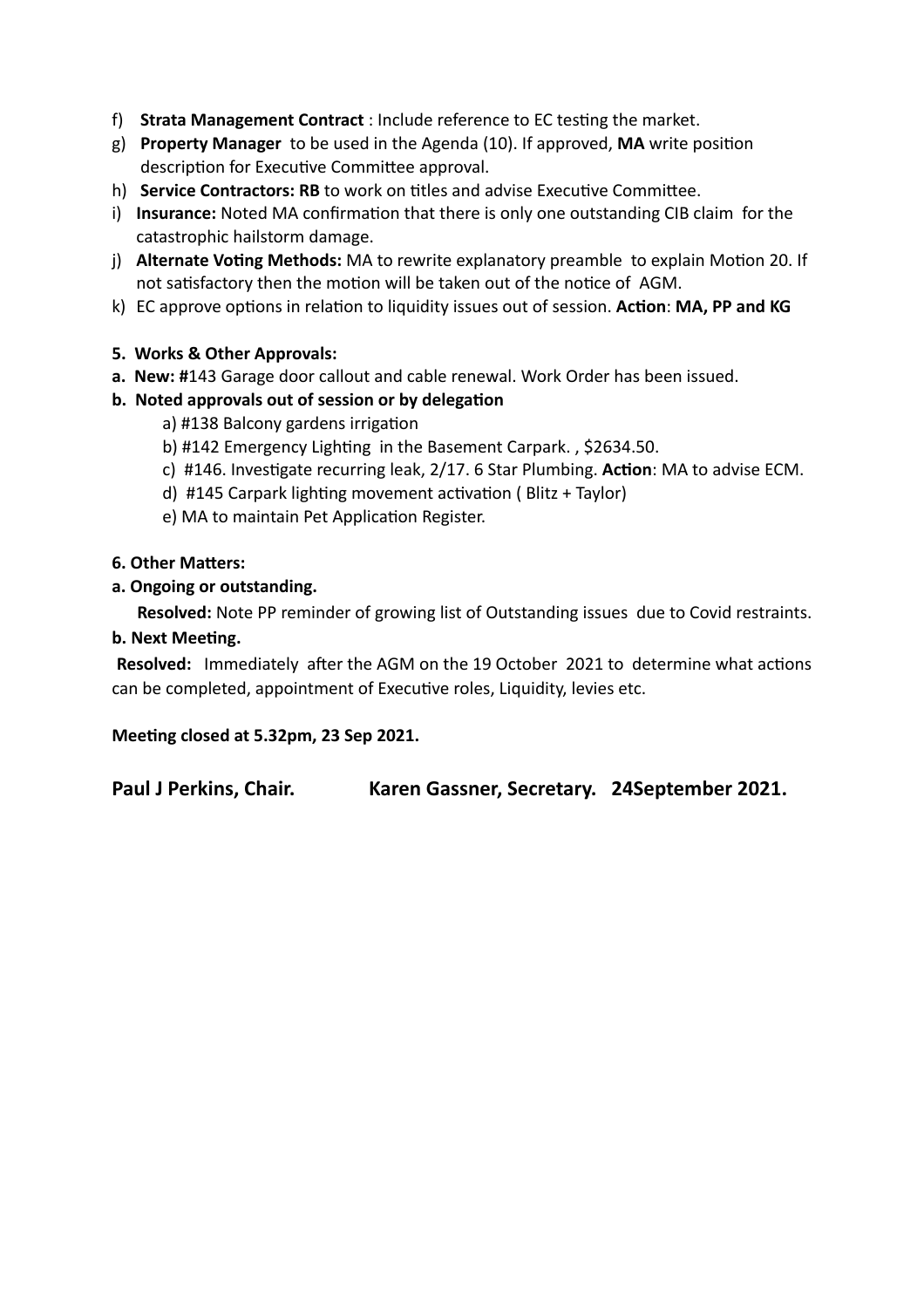f) **Strata Management Contract** : Include reference to EC testing the market.

g) **Property Manager** to be used in the Agenda (10). If approved, **MA** write position description for Executive Committee approval.

h) **Service Contractors: RB** to work on titles and advise Executive Committee.

i) **Insurance:** Noted MA confirmation that there is only one outstanding CIB claim for the catastrophic hailstorm damage.

j) **Alternate Voting Methods:** MA to rewrite explanatory preamble to explain Motion 20. If not satisfactory then the motion will be taken out of the notice of AGM.

k) EC approve options in relation to liquidity issues out of session. **Action**: **MA, PP and KG**

**5. Works & Other Approvals:**

**a. New: #**143 Garage door callout and cable renewal. Work Order has been issued.

**b. Noted approvals out of session or by delegation**

a) #138 Balcony gardens irrigation

b) #142 Emergency Lighting in the Basement Carpark. , $2634.50.

c) #146. Investigate recurring leak, 2/17. 6 Star Plumbing. **Action**: MA to advise ECM.

d) #145 Carpark lighting movement activation ( Blitz + Taylor)

e) MA to maintain Pet Application Register.

**6. Other Matters:**

**a. Ongoing or outstanding.**

**Resolved:** Note PP reminder of growing list of Outstanding issues due to Covid restraints.

**b. Next Meeting.**

**Resolved:** Immediately after the AGM on the 19 October 2021 to determine what actions can be completed, appointment of Executive roles, Liquidity, levies etc.

**Meeting closed at 5.32pm, 23 Sep 2021.**

**Paul J Perkins, Chair. Karen Gassner, Secretary. 24September 2021.**